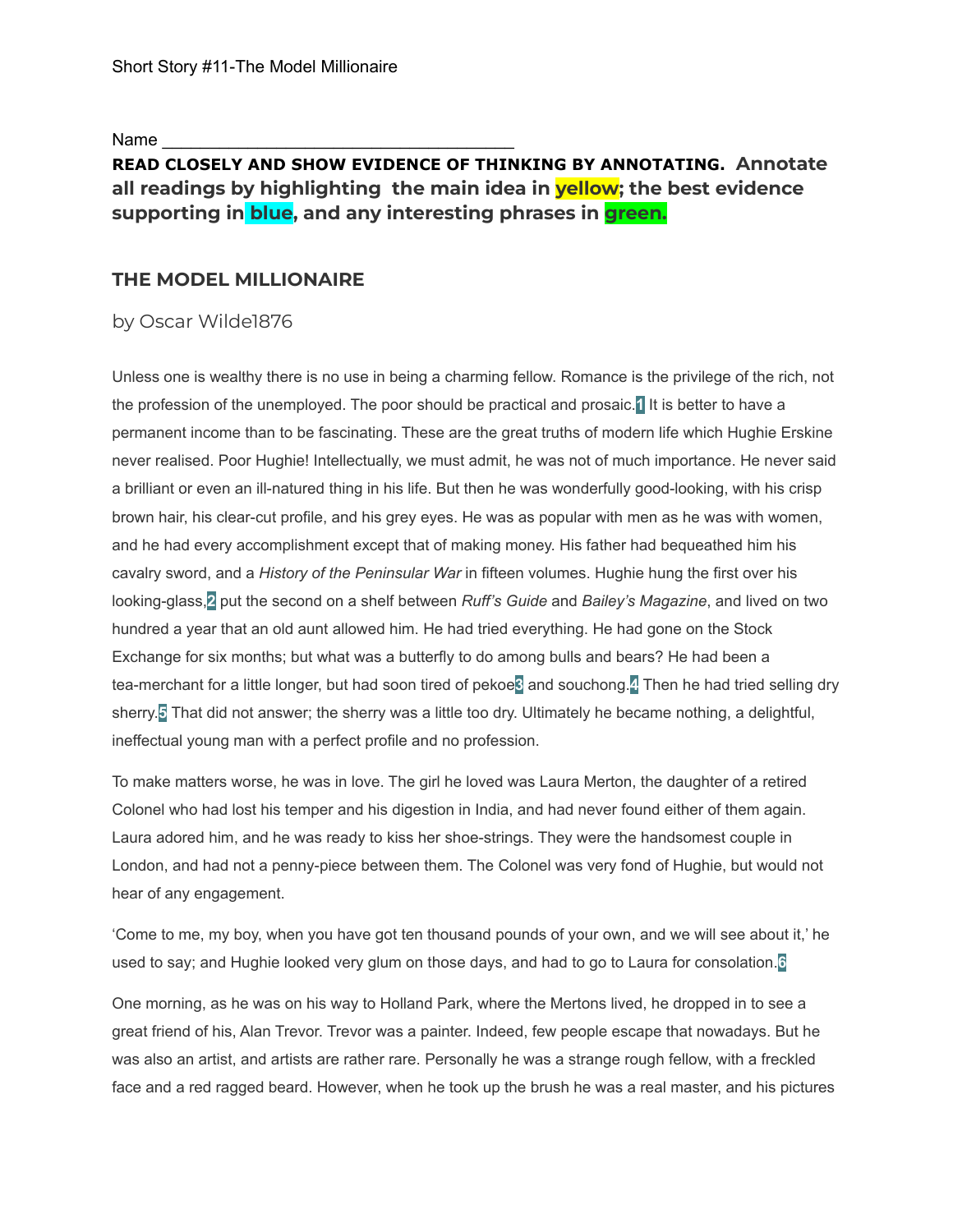Short Story #11-The Model Millionaire

Name ___________________________________

**READ CLOSELY AND SHOW EVIDENCE OF THINKING BY ANNOTATING. Annotate all readings by highlighting the main idea in yellow; the best evidence supporting in blue, and any interesting phrases in green.**

## THE MODEL MILLIONAIRE

by Oscar Wilde1876

Unless one is wealthy there is no use in being a charming fellow. Romance is the privilege of the rich, not the profession of the unemployed. The poor should be practical and prosaic.[1] It is better to have a permanent income than to be fascinating. These are the great truths of modern life which Hughie Erskine never realised. Poor Hughie! Intellectually, we must admit, he was not of much importance. He never said a brilliant or even an ill-natured thing in his life. But then he was wonderfully good-looking, with his crisp brown hair, his clear-cut profile, and his grey eyes. He was as popular with men as he was with women, and he had every accomplishment except that of making money. His father had bequeathed him his cavalry sword, and a *History of the Peninsular War* in fifteen volumes. Hughie hung the first over his looking-glass,[2] put the second on a shelf between *Ruff's Guide* and *Bailey's Magazine*, and lived on two hundred a year that an old aunt allowed him. He had tried everything. He had gone on the Stock Exchange for six months; but what was a butterfly to do among bulls and bears? He had been a tea-merchant for a little longer, but had soon tired of pekoe[3] and souchong.[4] Then he had tried selling dry sherry.[5] That did not answer; the sherry was a little too dry. Ultimately he became nothing, a delightful, ineffectual young man with a perfect profile and no profession.

To make matters worse, he was in love. The girl he loved was Laura Merton, the daughter of a retired Colonel who had lost his temper and his digestion in India, and had never found either of them again. Laura adored him, and he was ready to kiss her shoe-strings. They were the handsomest couple in London, and had not a penny-piece between them. The Colonel was very fond of Hughie, but would not hear of any engagement.

'Come to me, my boy, when you have got ten thousand pounds of your own, and we will see about it,' he used to say; and Hughie looked very glum on those days, and had to go to Laura for consolation.[6]

One morning, as he was on his way to Holland Park, where the Mertons lived, he dropped in to see a great friend of his, Alan Trevor. Trevor was a painter. Indeed, few people escape that nowadays. But he was also an artist, and artists are rather rare. Personally he was a strange rough fellow, with a freckled face and a red ragged beard. However, when he took up the brush he was a real master, and his pictures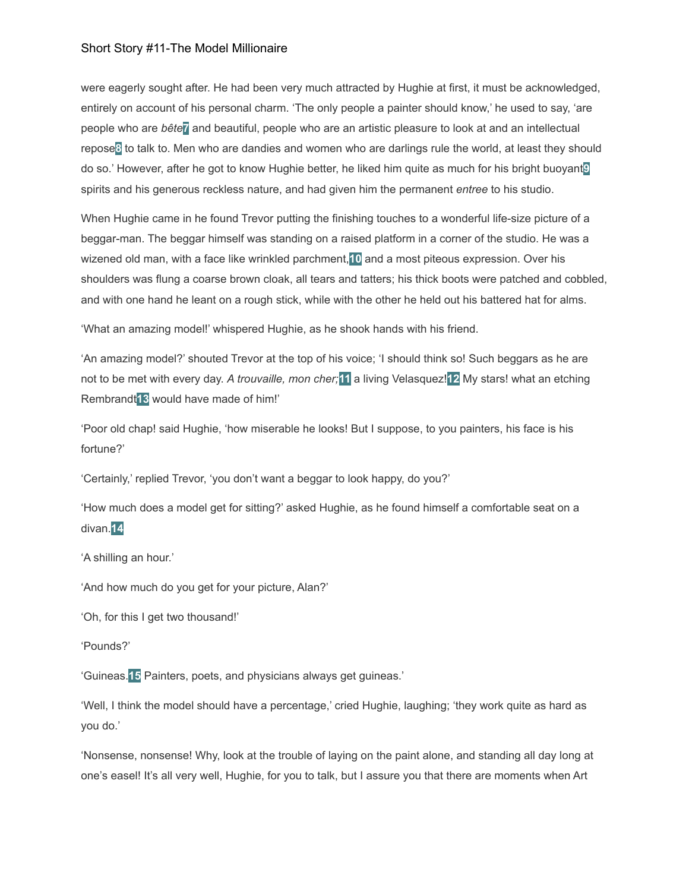were eagerly sought after. He had been very much attracted by Hughie at first, it must be acknowledged, entirely on account of his personal charm. 'The only people a painter should know,' he used to say, 'are people who are *bête*[7] and beautiful, people who are an artistic pleasure to look at and an intellectual repose[8] to talk to. Men who are dandies and women who are darlings rule the world, at least they should do so.' However, after he got to know Hughie better, he liked him quite as much for his bright buoyant[9] spirits and his generous reckless nature, and had given him the permanent *entree* to his studio.

When Hughie came in he found Trevor putting the finishing touches to a wonderful life-size picture of a beggar-man. The beggar himself was standing on a raised platform in a corner of the studio. He was a wizened old man, with a face like wrinkled parchment,[10] and a most piteous expression. Over his shoulders was flung a coarse brown cloak, all tears and tatters; his thick boots were patched and cobbled, and with one hand he leant on a rough stick, while with the other he held out his battered hat for alms.

'What an amazing model!' whispered Hughie, as he shook hands with his friend.

'An amazing model?' shouted Trevor at the top of his voice; 'I should think so! Such beggars as he are not to be met with every day. *A trouvaille, mon cher;*[11] a living Velasquez![12] My stars! what an etching Rembrandt[13] would have made of him!'

'Poor old chap! said Hughie, 'how miserable he looks! But I suppose, to you painters, his face is his fortune?'

'Certainly,' replied Trevor, 'you don't want a beggar to look happy, do you?'

'How much does a model get for sitting?' asked Hughie, as he found himself a comfortable seat on a divan.[14]

'A shilling an hour.'

'And how much do you get for your picture, Alan?'

'Oh, for this I get two thousand!'

'Pounds?'

'Guineas.[15] Painters, poets, and physicians always get guineas.'

'Well, I think the model should have a percentage,' cried Hughie, laughing; 'they work quite as hard as you do.'

'Nonsense, nonsense! Why, look at the trouble of laying on the paint alone, and standing all day long at one's easel! It's all very well, Hughie, for you to talk, but I assure you that there are moments when Art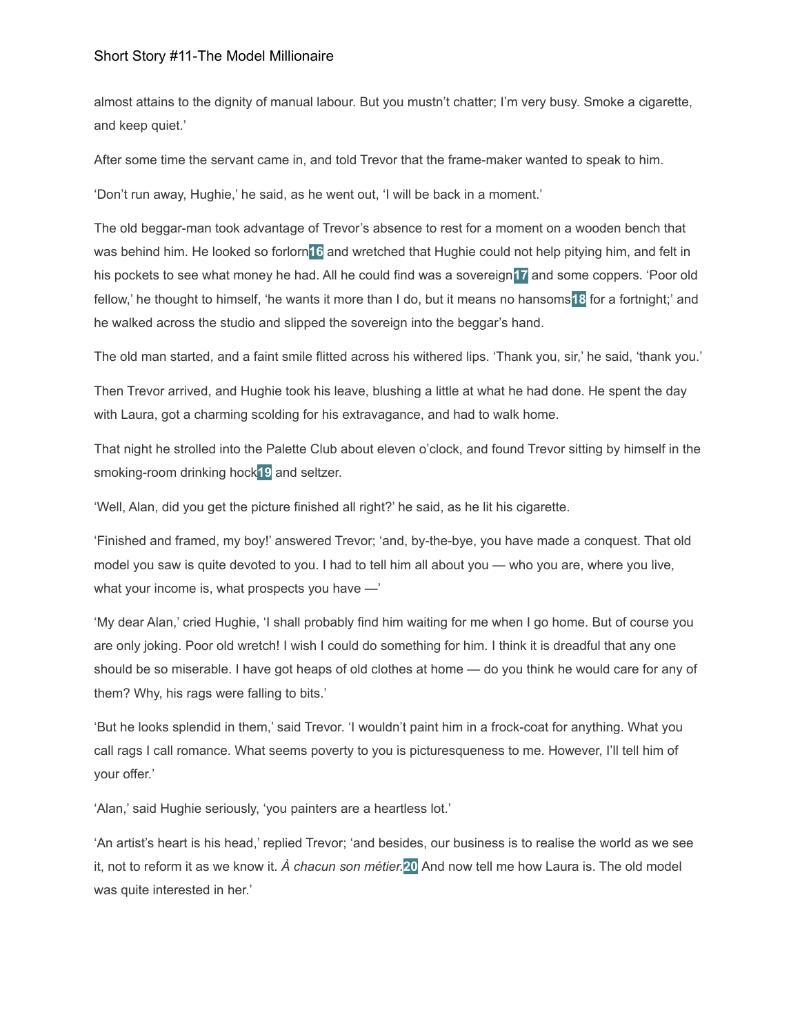almost attains to the dignity of manual labour. But you mustn't chatter; I'm very busy. Smoke a cigarette, and keep quiet.'

After some time the servant came in, and told Trevor that the frame-maker wanted to speak to him.

'Don't run away, Hughie,' he said, as he went out, 'I will be back in a moment.'

The old beggar-man took advantage of Trevor's absence to rest for a moment on a wooden bench that was behind him. He looked so forlorn[16] and wretched that Hughie could not help pitying him, and felt in his pockets to see what money he had. All he could find was a sovereign[17] and some coppers. 'Poor old fellow,' he thought to himself, 'he wants it more than I do, but it means no hansoms[18] for a fortnight;' and he walked across the studio and slipped the sovereign into the beggar's hand.

The old man started, and a faint smile flitted across his withered lips. 'Thank you, sir,' he said, 'thank you.'

Then Trevor arrived, and Hughie took his leave, blushing a little at what he had done. He spent the day with Laura, got a charming scolding for his extravagance, and had to walk home.

That night he strolled into the Palette Club about eleven o'clock, and found Trevor sitting by himself in the smoking-room drinking hock[19] and seltzer.

'Well, Alan, did you get the picture finished all right?' he said, as he lit his cigarette.

'Finished and framed, my boy!' answered Trevor; 'and, by-the-bye, you have made a conquest. That old model you saw is quite devoted to you. I had to tell him all about you — who you are, where you live, what your income is, what prospects you have —'

'My dear Alan,' cried Hughie, 'I shall probably find him waiting for me when I go home. But of course you are only joking. Poor old wretch! I wish I could do something for him. I think it is dreadful that any one should be so miserable. I have got heaps of old clothes at home — do you think he would care for any of them? Why, his rags were falling to bits.'

'But he looks splendid in them,' said Trevor. 'I wouldn't paint him in a frock-coat for anything. What you call rags I call romance. What seems poverty to you is picturesqueness to me. However, I'll tell him of your offer.'

'Alan,' said Hughie seriously, 'you painters are a heartless lot.'

'An artist's heart is his head,' replied Trevor; 'and besides, our business is to realise the world as we see it, not to reform it as we know it. *À chacun son métier.*[20] And now tell me how Laura is. The old model was quite interested in her.'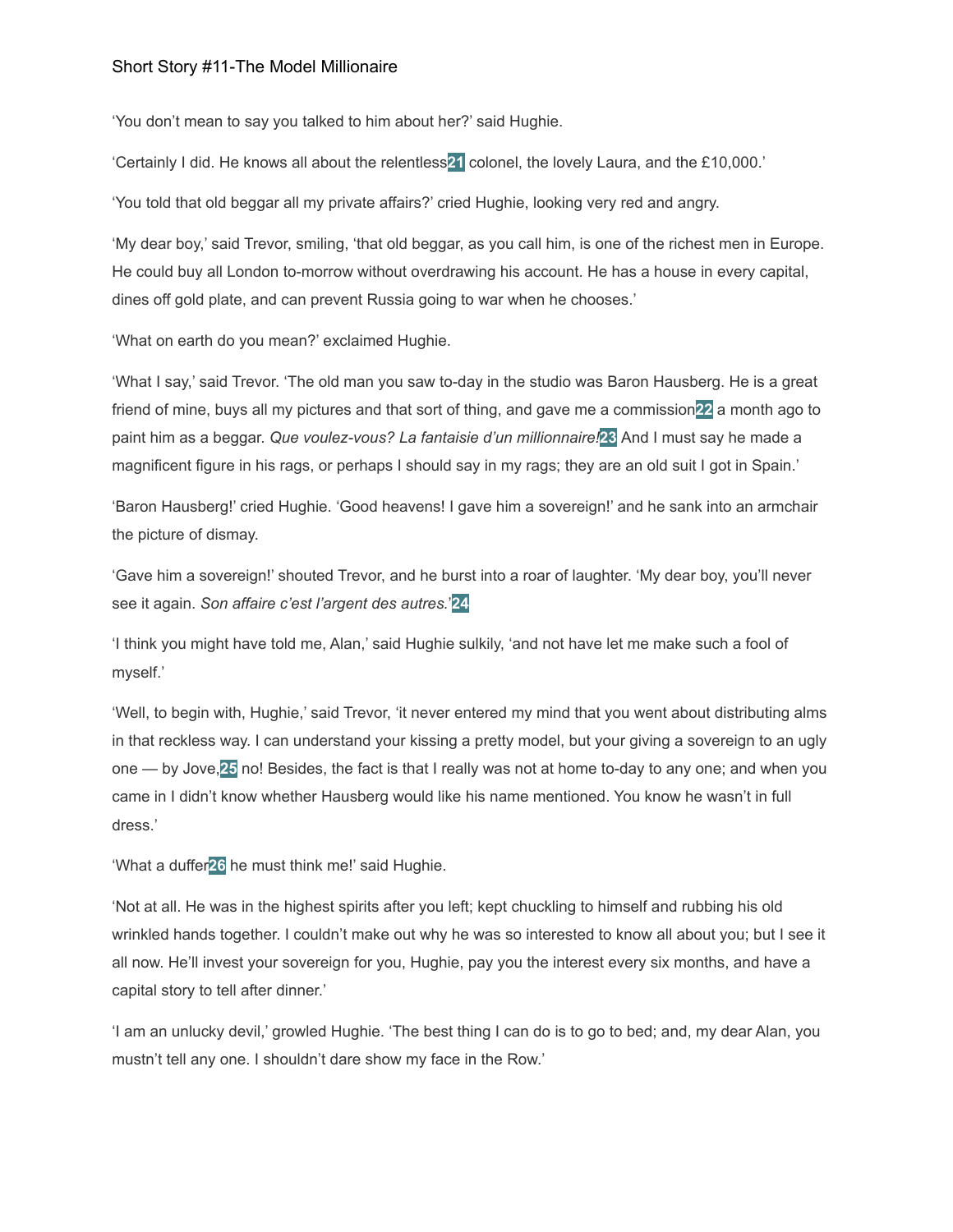'You don't mean to say you talked to him about her?' said Hughie.

'Certainly I did. He knows all about the relentless[21] colonel, the lovely Laura, and the £10,000.'

'You told that old beggar all my private affairs?' cried Hughie, looking very red and angry.

'My dear boy,' said Trevor, smiling, 'that old beggar, as you call him, is one of the richest men in Europe. He could buy all London to-morrow without overdrawing his account. He has a house in every capital, dines off gold plate, and can prevent Russia going to war when he chooses.'

'What on earth do you mean?' exclaimed Hughie.

'What I say,' said Trevor. 'The old man you saw to-day in the studio was Baron Hausberg. He is a great friend of mine, buys all my pictures and that sort of thing, and gave me a commission[22] a month ago to paint him as a beggar. *Que voulez-vous? La fantaisie d'un millionnaire!*[23] And I must say he made a magnificent figure in his rags, or perhaps I should say in my rags; they are an old suit I got in Spain.'

'Baron Hausberg!' cried Hughie. 'Good heavens! I gave him a sovereign!' and he sank into an armchair the picture of dismay.

'Gave him a sovereign!' shouted Trevor, and he burst into a roar of laughter. 'My dear boy, you'll never see it again. *Son affaire c'est l'argent des autres.*'[24]

'I think you might have told me, Alan,' said Hughie sulkily, 'and not have let me make such a fool of myself.'

'Well, to begin with, Hughie,' said Trevor, 'it never entered my mind that you went about distributing alms in that reckless way. I can understand your kissing a pretty model, but your giving a sovereign to an ugly one — by Jove,[25] no! Besides, the fact is that I really was not at home to-day to any one; and when you came in I didn't know whether Hausberg would like his name mentioned. You know he wasn't in full dress.'

'What a duffer[26] he must think me!' said Hughie.

'Not at all. He was in the highest spirits after you left; kept chuckling to himself and rubbing his old wrinkled hands together. I couldn't make out why he was so interested to know all about you; but I see it all now. He'll invest your sovereign for you, Hughie, pay you the interest every six months, and have a capital story to tell after dinner.'

'I am an unlucky devil,' growled Hughie. 'The best thing I can do is to go to bed; and, my dear Alan, you mustn't tell any one. I shouldn't dare show my face in the Row.'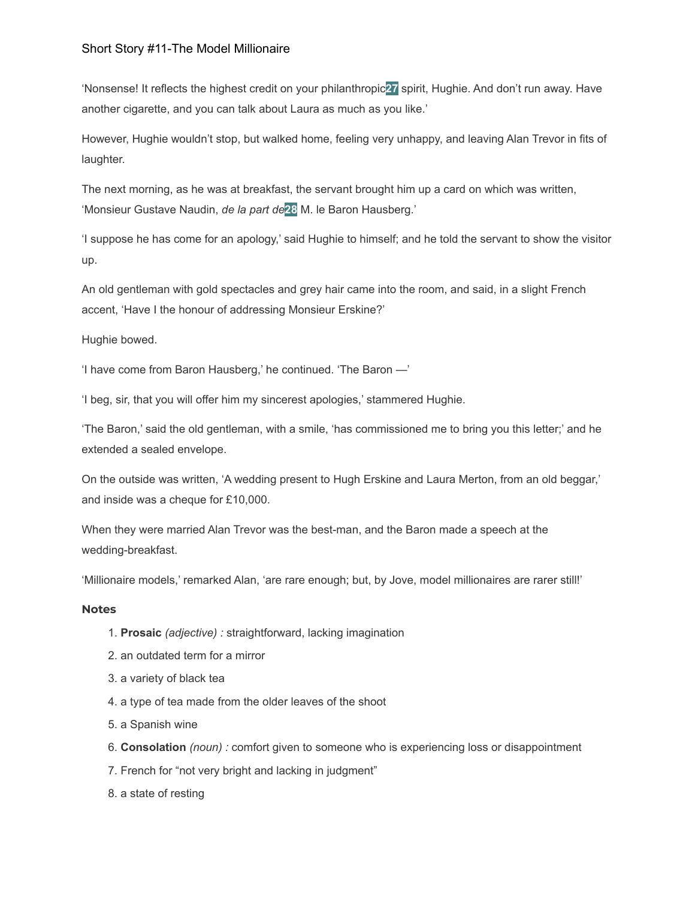'Nonsense! It reflects the highest credit on your philanthropic[27] spirit, Hughie. And don't run away. Have another cigarette, and you can talk about Laura as much as you like.'

However, Hughie wouldn't stop, but walked home, feeling very unhappy, and leaving Alan Trevor in fits of laughter.

The next morning, as he was at breakfast, the servant brought him up a card on which was written, 'Monsieur Gustave Naudin, *de la part de*[28] M. le Baron Hausberg.'

'I suppose he has come for an apology,' said Hughie to himself; and he told the servant to show the visitor up.

An old gentleman with gold spectacles and grey hair came into the room, and said, in a slight French accent, 'Have I the honour of addressing Monsieur Erskine?'

Hughie bowed.

'I have come from Baron Hausberg,' he continued. 'The Baron —'

'I beg, sir, that you will offer him my sincerest apologies,' stammered Hughie.

'The Baron,' said the old gentleman, with a smile, 'has commissioned me to bring you this letter;' and he extended a sealed envelope.

On the outside was written, 'A wedding present to Hugh Erskine and Laura Merton, from an old beggar,' and inside was a cheque for £10,000.

When they were married Alan Trevor was the best-man, and the Baron made a speech at the wedding-breakfast.

'Millionaire models,' remarked Alan, 'are rare enough; but, by Jove, model millionaires are rarer still!'

### Notes

1. **Prosaic** *(adjective) :* straightforward, lacking imagination
2. an outdated term for a mirror
3. a variety of black tea
4. a type of tea made from the older leaves of the shoot
5. a Spanish wine
6. **Consolation** *(noun) :* comfort given to someone who is experiencing loss or disappointment
7. French for "not very bright and lacking in judgment"
8. a state of resting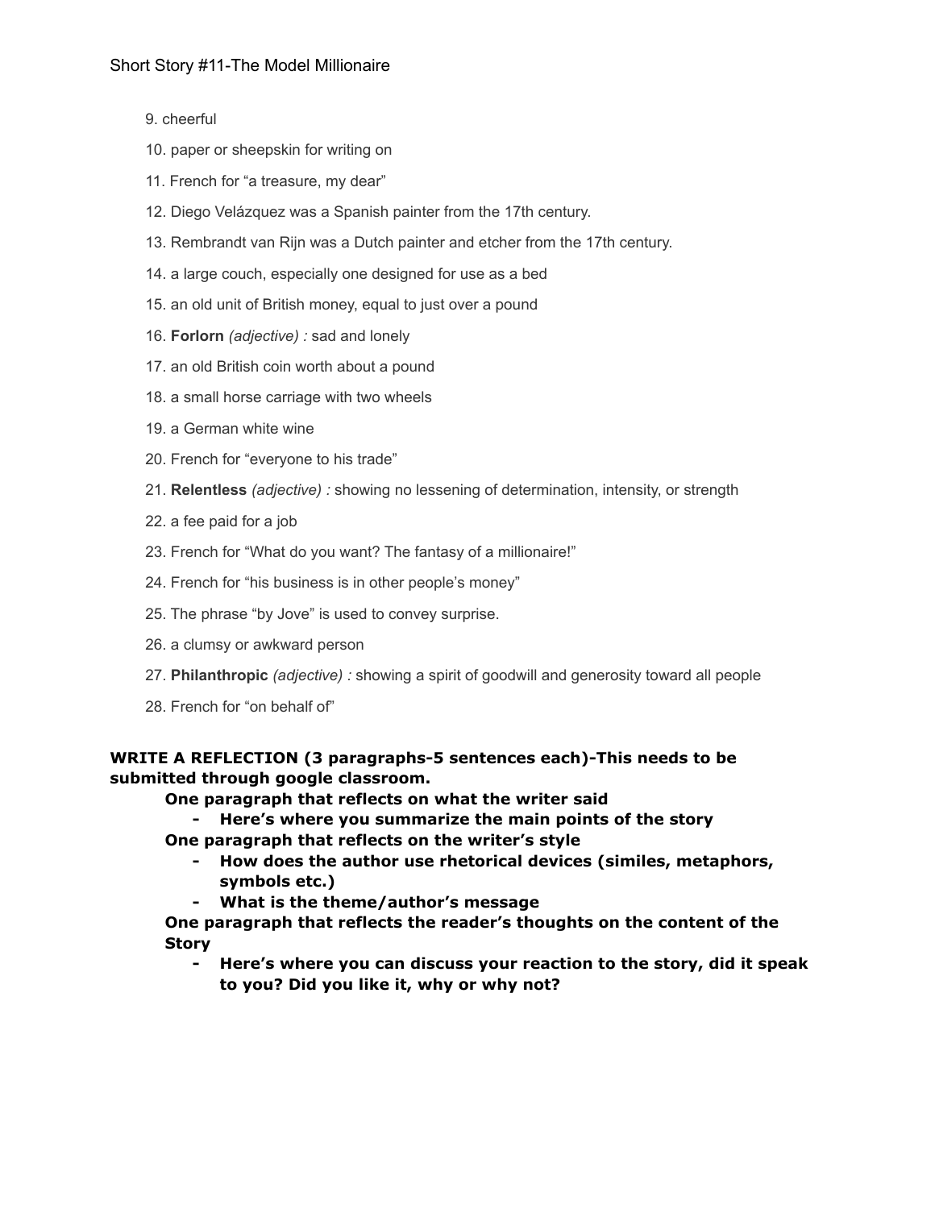9. cheerful
10. paper or sheepskin for writing on
11. French for “a treasure, my dear”
12. Diego Velázquez was a Spanish painter from the 17th century.
13. Rembrandt van Rijn was a Dutch painter and etcher from the 17th century.
14. a large couch, especially one designed for use as a bed
15. an old unit of British money, equal to just over a pound
16. **Forlorn** *(adjective) :* sad and lonely
17. an old British coin worth about a pound
18. a small horse carriage with two wheels
19. a German white wine
20. French for “everyone to his trade”
21. **Relentless** *(adjective) :* showing no lessening of determination, intensity, or strength
22. a fee paid for a job
23. French for “What do you want? The fantasy of a millionaire!”
24. French for “his business is in other people’s money”
25. The phrase “by Jove” is used to convey surprise.
26. a clumsy or awkward person
27. **Philanthropic** *(adjective) :* showing a spirit of goodwill and generosity toward all people
28. French for “on behalf of”

**WRITE A REFLECTION (3 paragraphs-5 sentences each)-This needs to be submitted through google classroom.**

**One paragraph that reflects on what the writer said**

- **Here’s where you summarize the main points of the story**

**One paragraph that reflects on the writer’s style**

- **How does the author use rhetorical devices (similes, metaphors, symbols etc.)**
- **What is the theme/author’s message**

**One paragraph that reflects the reader’s thoughts on the content of the Story**

- **Here’s where you can discuss your reaction to the story, did it speak to you? Did you like it, why or why not?**